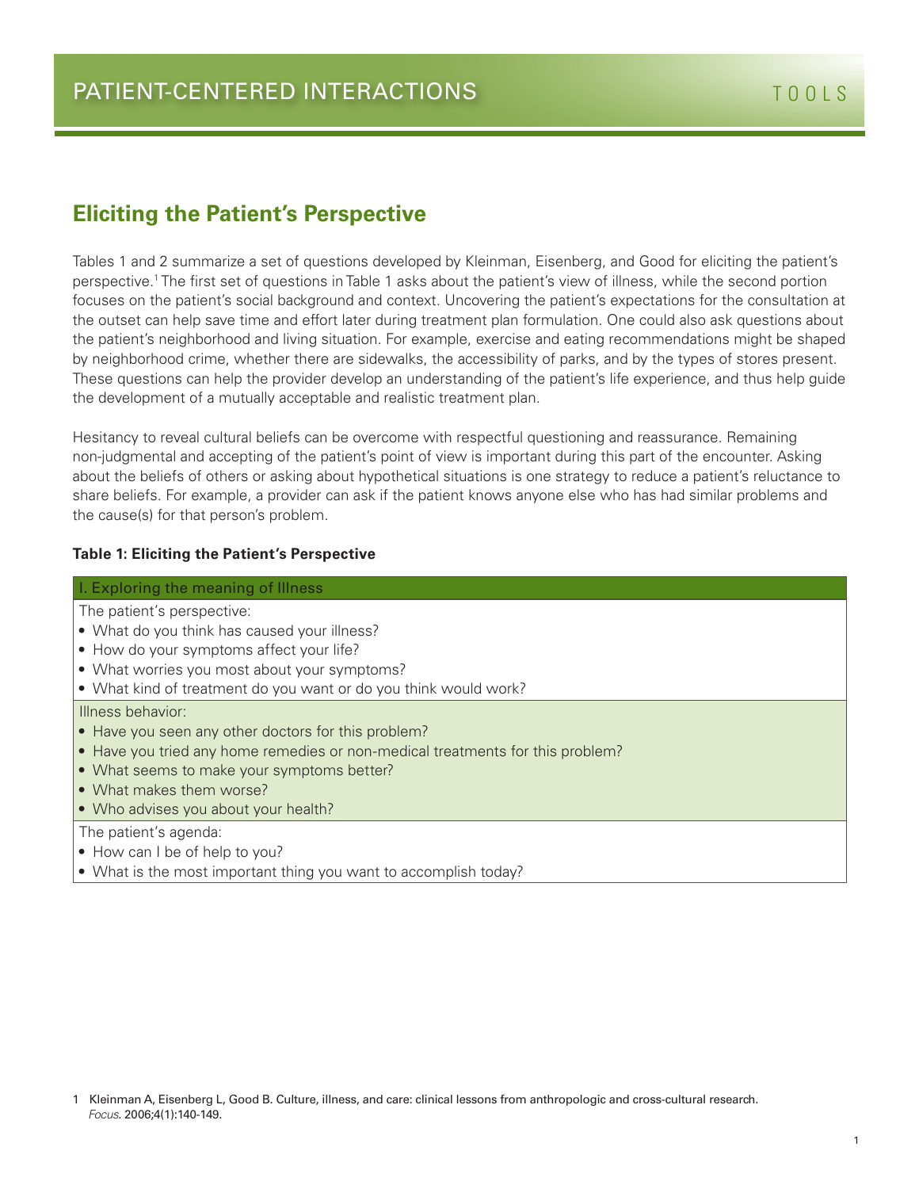# Eliciting the Patient's Perspective

Tables 1 and 2 summarize a set of questions developed by Kleinman, Eisenberg, and Good for eliciting the patient's perspective.[1] The first set of questions in Table 1 asks about the patient's view of illness, while the second portion focuses on the patient's social background and context. Uncovering the patient's expectations for the consultation at the outset can help save time and effort later during treatment plan formulation. One could also ask questions about the patient's neighborhood and living situation. For example, exercise and eating recommendations might be shaped by neighborhood crime, whether there are sidewalks, the accessibility of parks, and by the types of stores present. These questions can help the provider develop an understanding of the patient's life experience, and thus help guide the development of a mutually acceptable and realistic treatment plan.

Hesitancy to reveal cultural beliefs can be overcome with respectful questioning and reassurance. Remaining non-judgmental and accepting of the patient's point of view is important during this part of the encounter. Asking about the beliefs of others or asking about hypothetical situations is one strategy to reduce a patient's reluctance to share beliefs. For example, a provider can ask if the patient knows anyone else who has had similar problems and the cause(s) for that person's problem.

**Table 1: Eliciting the Patient's Perspective**

| I. Exploring the meaning of Illness |
| --- |
| The patient's perspective:<br>• What do you think has caused your illness?<br>• How do your symptoms affect your life?<br>• What worries you most about your symptoms?<br>• What kind of treatment do you want or do you think would work? |
| Illness behavior:<br>• Have you seen any other doctors for this problem?<br>• Have you tried any home remedies or non-medical treatments for this problem?<br>• What seems to make your symptoms better?<br>• What makes them worse?<br>• Who advises you about your health? |
| The patient's agenda:<br>• How can I be of help to you?<br>• What is the most important thing you want to accomplish today? |

1 Kleinman A, Eisenberg L, Good B. Culture, illness, and care: clinical lessons from anthropologic and cross-cultural research. *Focus*. 2006;4(1):140-149.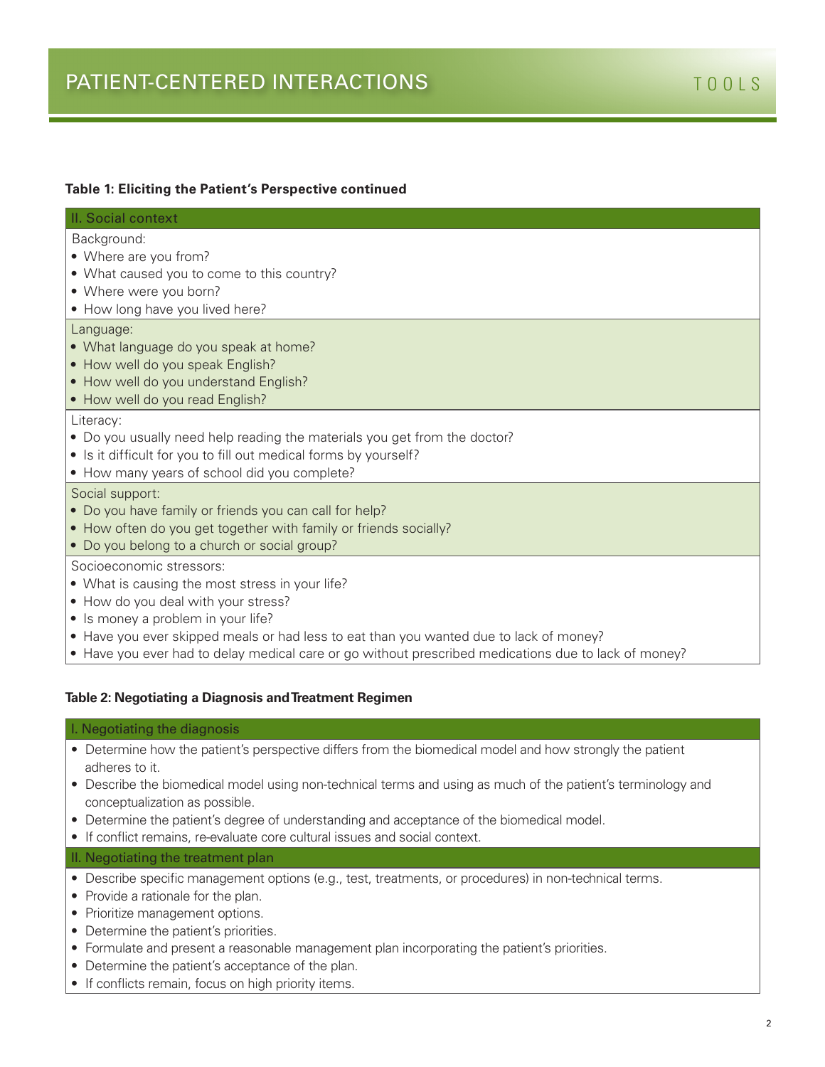**Table 1: Eliciting the Patient's Perspective continued**

| II. Social context |
|---|
| Background:<br>• Where are you from?<br>• What caused you to come to this country?<br>• Where were you born?<br>• How long have you lived here? |
| Language:<br>• What language do you speak at home?<br>• How well do you speak English?<br>• How well do you understand English?<br>• How well do you read English? |
| Literacy:<br>• Do you usually need help reading the materials you get from the doctor?<br>• Is it difficult for you to fill out medical forms by yourself?<br>• How many years of school did you complete? |
| Social support:<br>• Do you have family or friends you can call for help?<br>• How often do you get together with family or friends socially?<br>• Do you belong to a church or social group? |
| Socioeconomic stressors:<br>• What is causing the most stress in your life?<br>• How do you deal with your stress?<br>• Is money a problem in your life?<br>• Have you ever skipped meals or had less to eat than you wanted due to lack of money?<br>• Have you ever had to delay medical care or go without prescribed medications due to lack of money? |

**Table 2: Negotiating a Diagnosis and Treatment Regimen**

| I. Negotiating the diagnosis |
|---|
| • Determine how the patient's perspective differs from the biomedical model and how strongly the patient adheres to it.<br>• Describe the biomedical model using non-technical terms and using as much of the patient's terminology and conceptualization as possible.<br>• Determine the patient's degree of understanding and acceptance of the biomedical model.<br>• If conflict remains, re-evaluate core cultural issues and social context. |
| **II. Negotiating the treatment plan** |
| • Describe specific management options (e.g., test, treatments, or procedures) in non-technical terms.<br>• Provide a rationale for the plan.<br>• Prioritize management options.<br>• Determine the patient's priorities.<br>• Formulate and present a reasonable management plan incorporating the patient's priorities.<br>• Determine the patient's acceptance of the plan.<br>• If conflicts remain, focus on high priority items. |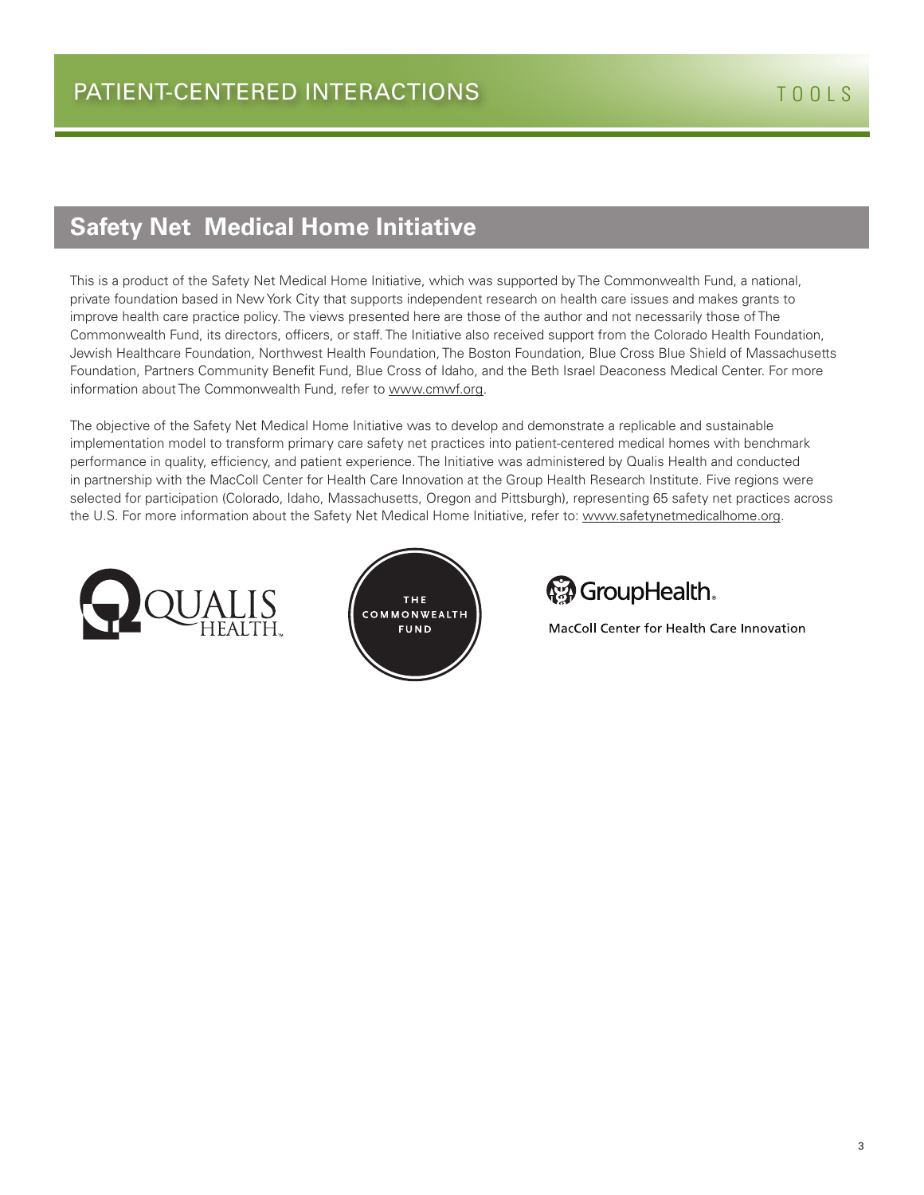## Safety Net Medical Home Initiative

This is a product of the Safety Net Medical Home Initiative, which was supported by The Commonwealth Fund, a national, private foundation based in New York City that supports independent research on health care issues and makes grants to improve health care practice policy. The views presented here are those of the author and not necessarily those of The Commonwealth Fund, its directors, officers, or staff. The Initiative also received support from the Colorado Health Foundation, Jewish Healthcare Foundation, Northwest Health Foundation, The Boston Foundation, Blue Cross Blue Shield of Massachusetts Foundation, Partners Community Benefit Fund, Blue Cross of Idaho, and the Beth Israel Deaconess Medical Center. For more information about The Commonwealth Fund, refer to www.cmwf.org.

The objective of the Safety Net Medical Home Initiative was to develop and demonstrate a replicable and sustainable implementation model to transform primary care safety net practices into patient-centered medical homes with benchmark performance in quality, efficiency, and patient experience. The Initiative was administered by Qualis Health and conducted in partnership with the MacColl Center for Health Care Innovation at the Group Health Research Institute. Five regions were selected for participation (Colorado, Idaho, Massachusetts, Oregon and Pittsburgh), representing 65 safety net practices across the U.S. For more information about the Safety Net Medical Home Initiative, refer to: www.safetynetmedicalhome.org.

QUALIS HEALTH

THE COMMONWEALTH FUND

GroupHealth

MacColl Center for Health Care Innovation